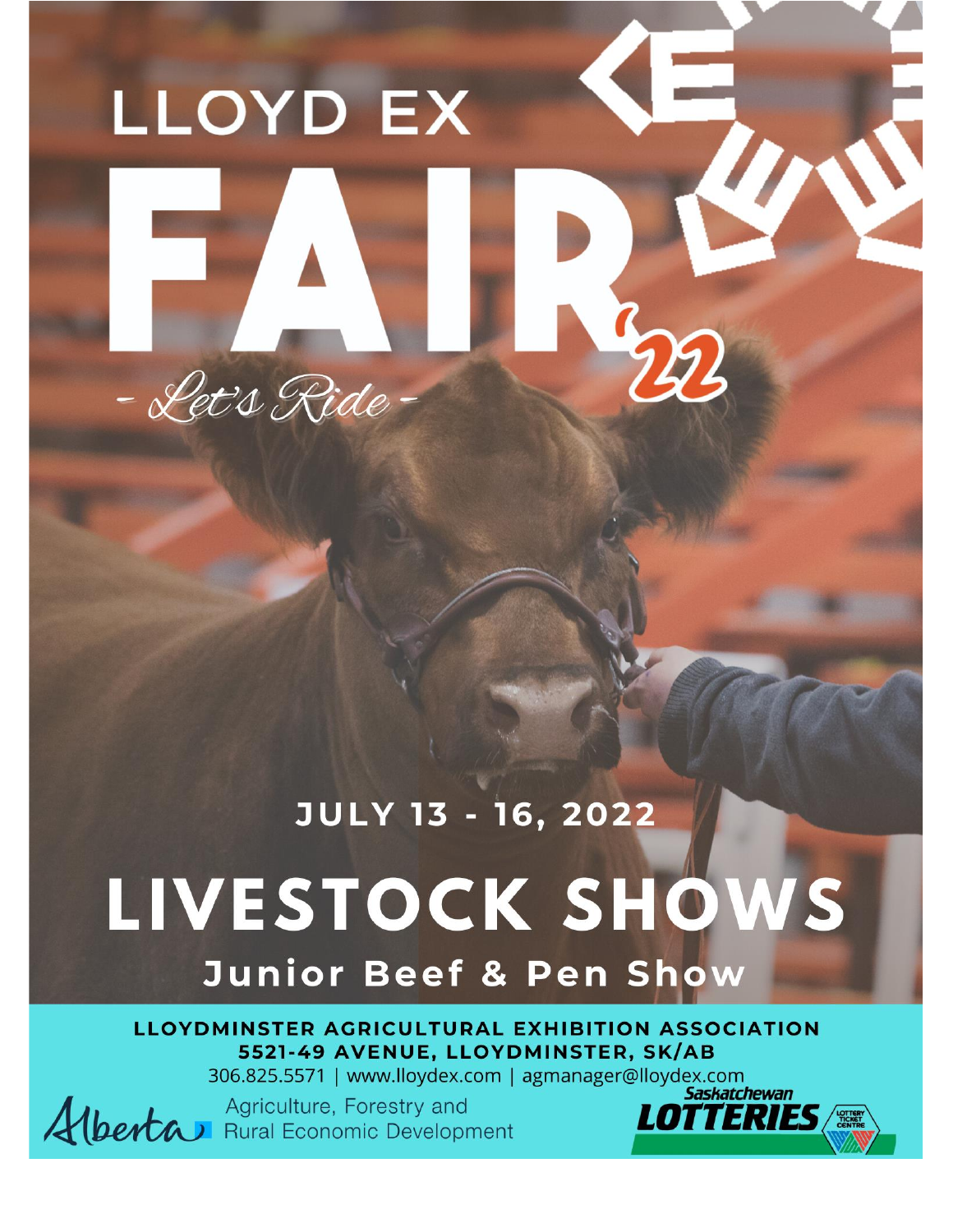# LLOYD EX FAIR '22

*- Let's Ride -*

## JULY 13 - 16, 2022

# LIVESTOCK SHOWS

## Junior Beef & Pen Show

**LLOYDMINSTER AGRICULTURAL EXHIBITION ASSOCIATION**
**5521-49 AVENUE, LLOYDMINSTER, SK/AB**
306.825.5571 | www.lloydex.com | agmanager@lloydex.com

Alberta Agriculture, Forestry and Rural Economic Development

Saskatchewan LOTTERIES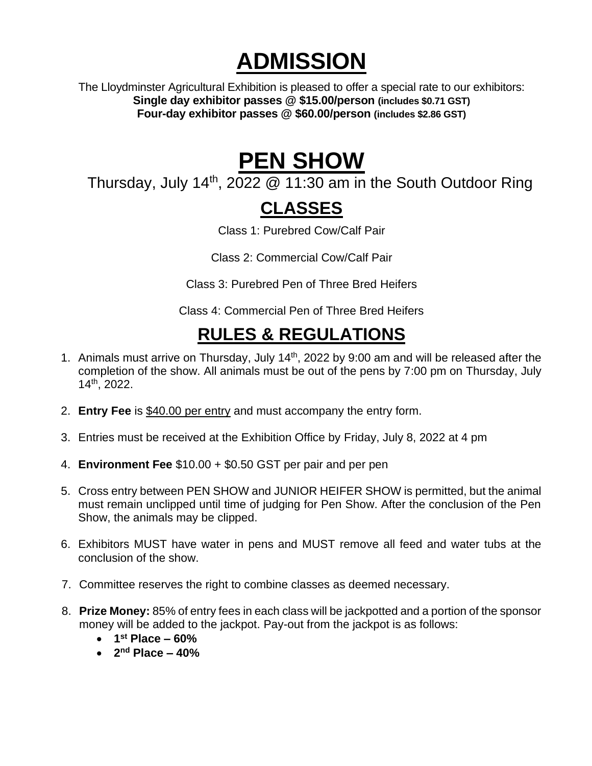# ADMISSION

The Lloydminster Agricultural Exhibition is pleased to offer a special rate to our exhibitors:
**Single day exhibitor passes @ \$15.00/person (includes \$0.71 GST)**
**Four-day exhibitor passes @ \$60.00/person (includes \$2.86 GST)**

# PEN SHOW

Thursday, July 14th, 2022 @ 11:30 am in the South Outdoor Ring

## CLASSES

Class 1: Purebred Cow/Calf Pair

Class 2: Commercial Cow/Calf Pair

Class 3: Purebred Pen of Three Bred Heifers

Class 4: Commercial Pen of Three Bred Heifers

## RULES & REGULATIONS

1. Animals must arrive on Thursday, July 14th, 2022 by 9:00 am and will be released after the completion of the show. All animals must be out of the pens by 7:00 pm on Thursday, July 14th, 2022.
2. **Entry Fee** is \$40.00 per entry and must accompany the entry form.
3. Entries must be received at the Exhibition Office by Friday, July 8, 2022 at 4 pm
4. **Environment Fee** \$10.00 + \$0.50 GST per pair and per pen
5. Cross entry between PEN SHOW and JUNIOR HEIFER SHOW is permitted, but the animal must remain unclipped until time of judging for Pen Show. After the conclusion of the Pen Show, the animals may be clipped.
6. Exhibitors MUST have water in pens and MUST remove all feed and water tubs at the conclusion of the show.
7. Committee reserves the right to combine classes as deemed necessary.
8. **Prize Money:** 85% of entry fees in each class will be jackpotted and a portion of the sponsor money will be added to the jackpot. Pay-out from the jackpot is as follows:
   - **1st Place – 60%**
   - **2nd Place – 40%**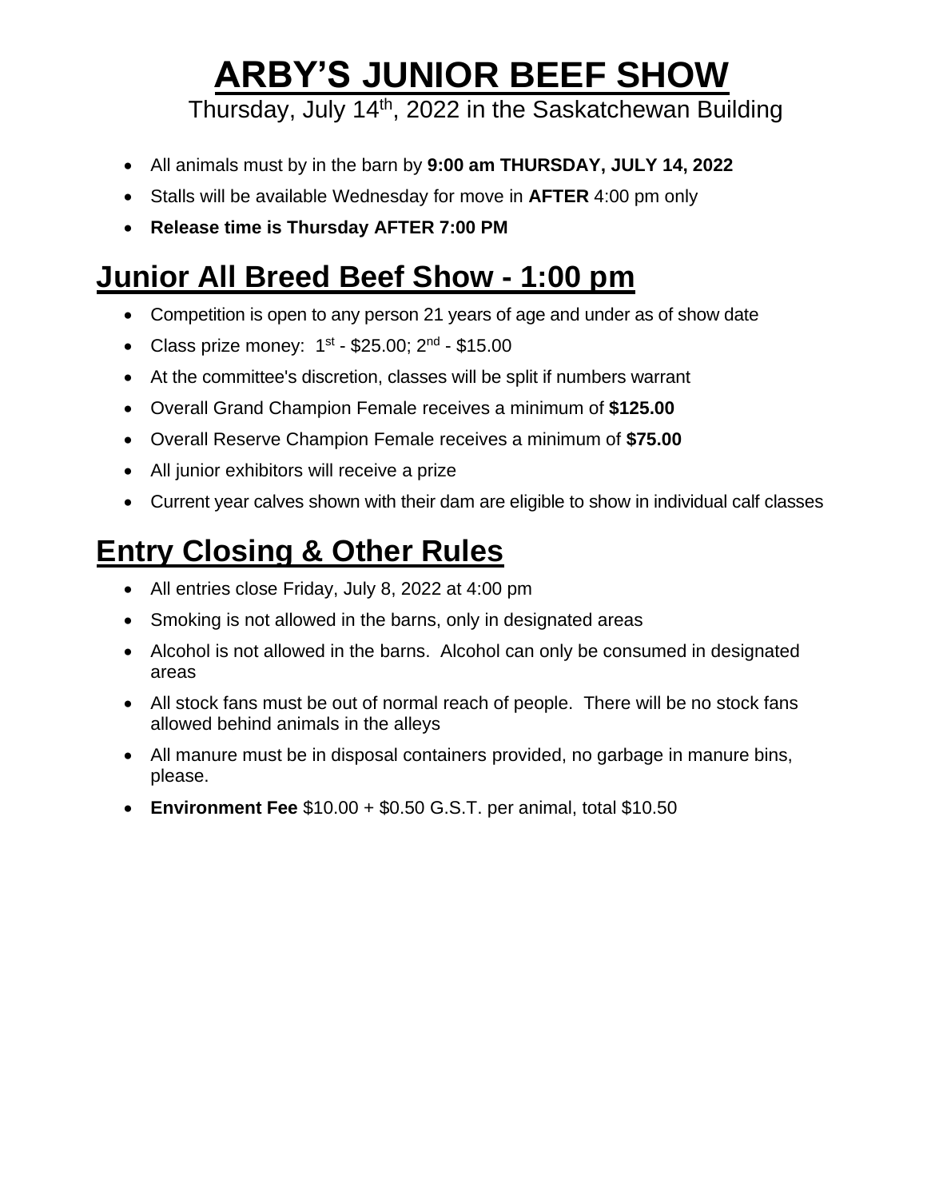# ARBY'S JUNIOR BEEF SHOW

Thursday, July 14th, 2022 in the Saskatchewan Building

- All animals must by in the barn by **9:00 am THURSDAY, JULY 14, 2022**
- Stalls will be available Wednesday for move in **AFTER** 4:00 pm only
- **Release time is Thursday AFTER 7:00 PM**

## Junior All Breed Beef Show - 1:00 pm

- Competition is open to any person 21 years of age and under as of show date
- Class prize money: 1st - $25.00; 2nd - $15.00
- At the committee's discretion, classes will be split if numbers warrant
- Overall Grand Champion Female receives a minimum of **$125.00**
- Overall Reserve Champion Female receives a minimum of **$75.00**
- All junior exhibitors will receive a prize
- Current year calves shown with their dam are eligible to show in individual calf classes

## Entry Closing & Other Rules

- All entries close Friday, July 8, 2022 at 4:00 pm
- Smoking is not allowed in the barns, only in designated areas
- Alcohol is not allowed in the barns. Alcohol can only be consumed in designated areas
- All stock fans must be out of normal reach of people. There will be no stock fans allowed behind animals in the alleys
- All manure must be in disposal containers provided, no garbage in manure bins, please.
- **Environment Fee** $10.00 + $0.50 G.S.T. per animal, total $10.50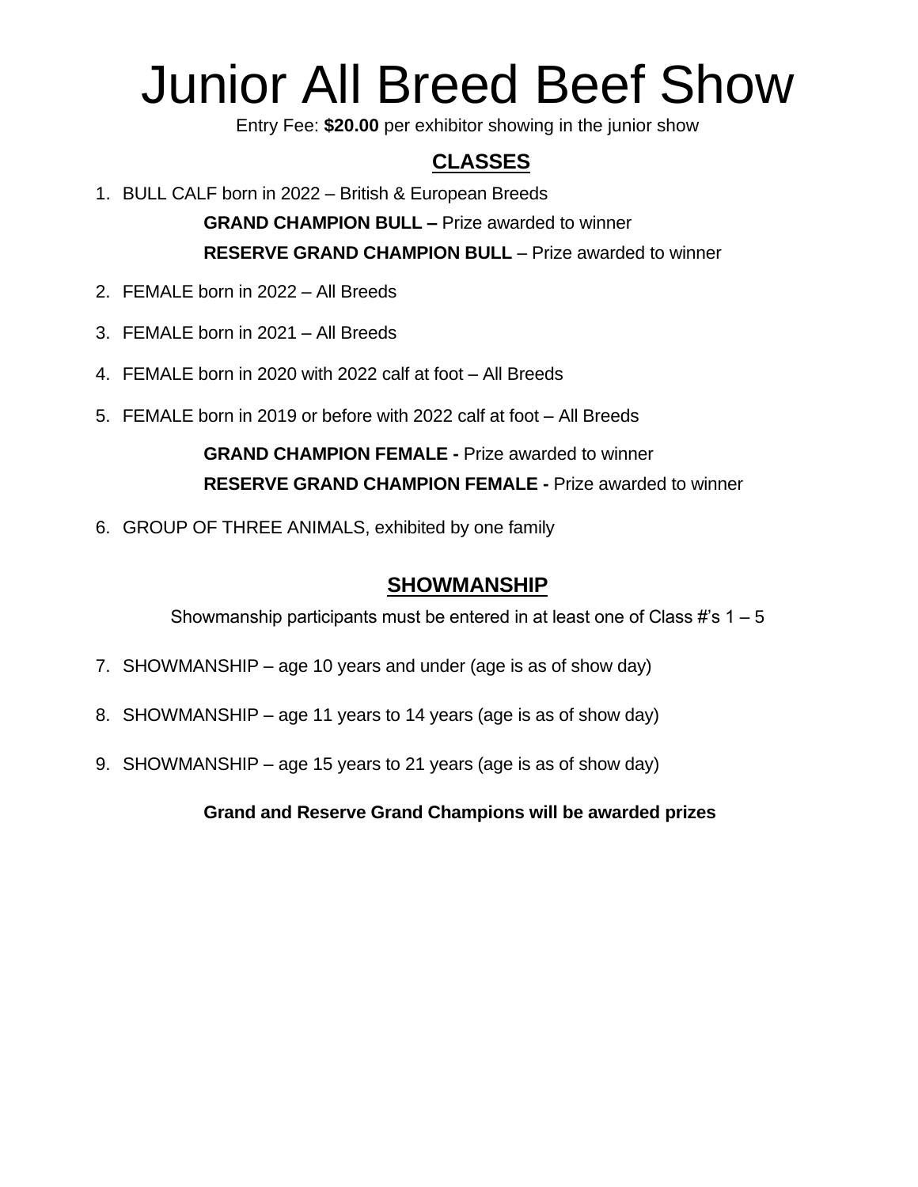# Junior All Breed Beef Show

Entry Fee: **$20.00** per exhibitor showing in the junior show

## CLASSES

1. BULL CALF born in 2022 – British & European Breeds

   **GRAND CHAMPION BULL –** Prize awarded to winner

   **RESERVE GRAND CHAMPION BULL** – Prize awarded to winner

2. FEMALE born in 2022 – All Breeds

3. FEMALE born in 2021 – All Breeds

4. FEMALE born in 2020 with 2022 calf at foot – All Breeds

5. FEMALE born in 2019 or before with 2022 calf at foot – All Breeds

   **GRAND CHAMPION FEMALE -** Prize awarded to winner

   **RESERVE GRAND CHAMPION FEMALE -** Prize awarded to winner

6. GROUP OF THREE ANIMALS, exhibited by one family

## SHOWMANSHIP

Showmanship participants must be entered in at least one of Class #'s 1 – 5

7. SHOWMANSHIP – age 10 years and under (age is as of show day)

8. SHOWMANSHIP – age 11 years to 14 years (age is as of show day)

9. SHOWMANSHIP – age 15 years to 21 years (age is as of show day)

**Grand and Reserve Grand Champions will be awarded prizes**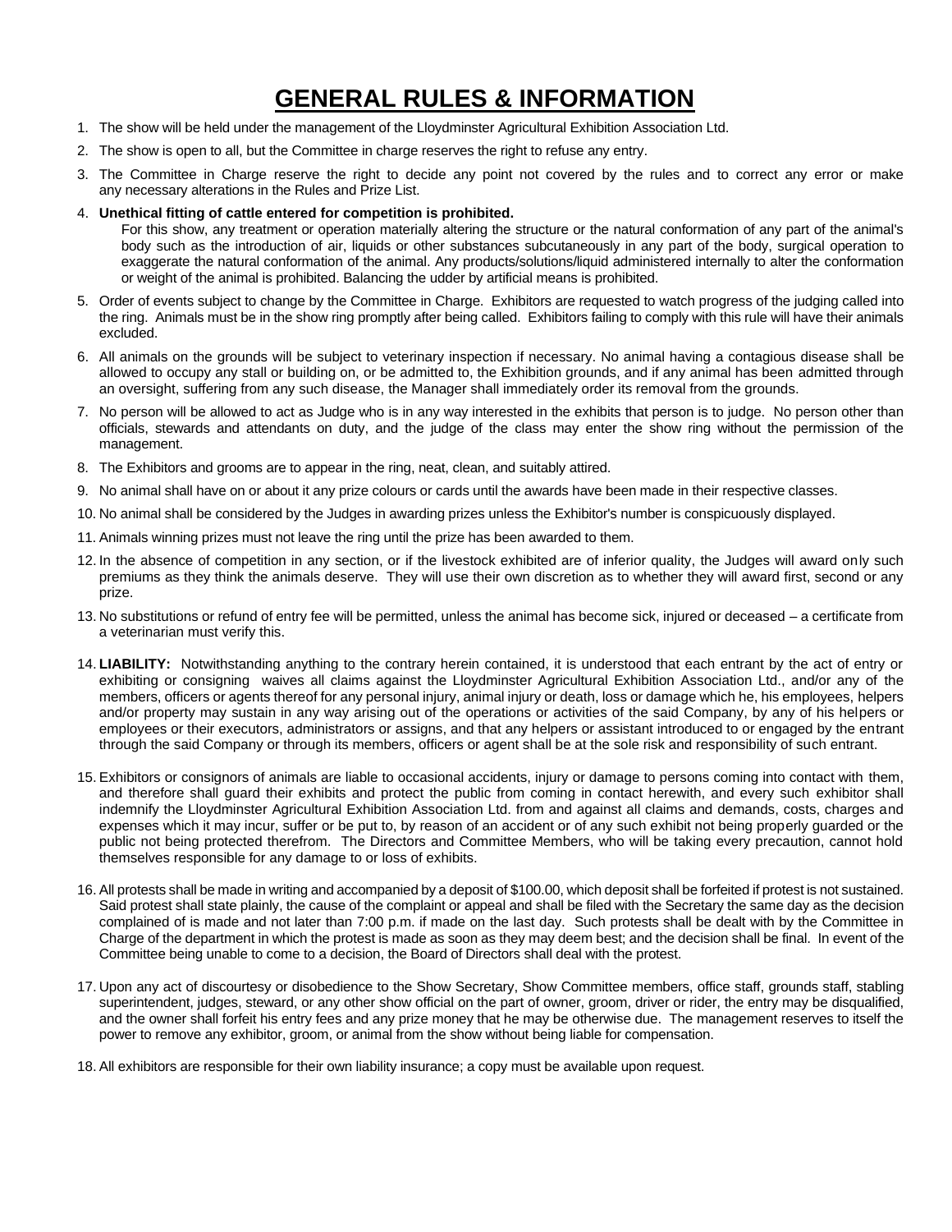# GENERAL RULES & INFORMATION

1. The show will be held under the management of the Lloydminster Agricultural Exhibition Association Ltd.
2. The show is open to all, but the Committee in charge reserves the right to refuse any entry.
3. The Committee in Charge reserve the right to decide any point not covered by the rules and to correct any error or make any necessary alterations in the Rules and Prize List.
4. **Unethical fitting of cattle entered for competition is prohibited.**
   For this show, any treatment or operation materially altering the structure or the natural conformation of any part of the animal's body such as the introduction of air, liquids or other substances subcutaneously in any part of the body, surgical operation to exaggerate the natural conformation of the animal. Any products/solutions/liquid administered internally to alter the conformation or weight of the animal is prohibited. Balancing the udder by artificial means is prohibited.
5. Order of events subject to change by the Committee in Charge. Exhibitors are requested to watch progress of the judging called into the ring. Animals must be in the show ring promptly after being called. Exhibitors failing to comply with this rule will have their animals excluded.
6. All animals on the grounds will be subject to veterinary inspection if necessary. No animal having a contagious disease shall be allowed to occupy any stall or building on, or be admitted to, the Exhibition grounds, and if any animal has been admitted through an oversight, suffering from any such disease, the Manager shall immediately order its removal from the grounds.
7. No person will be allowed to act as Judge who is in any way interested in the exhibits that person is to judge. No person other than officials, stewards and attendants on duty, and the judge of the class may enter the show ring without the permission of the management.
8. The Exhibitors and grooms are to appear in the ring, neat, clean, and suitably attired.
9. No animal shall have on or about it any prize colours or cards until the awards have been made in their respective classes.
10. No animal shall be considered by the Judges in awarding prizes unless the Exhibitor's number is conspicuously displayed.
11. Animals winning prizes must not leave the ring until the prize has been awarded to them.
12. In the absence of competition in any section, or if the livestock exhibited are of inferior quality, the Judges will award only such premiums as they think the animals deserve. They will use their own discretion as to whether they will award first, second or any prize.
13. No substitutions or refund of entry fee will be permitted, unless the animal has become sick, injured or deceased – a certificate from a veterinarian must verify this.
14. **LIABILITY:** Notwithstanding anything to the contrary herein contained, it is understood that each entrant by the act of entry or exhibiting or consigning waives all claims against the Lloydminster Agricultural Exhibition Association Ltd., and/or any of the members, officers or agents thereof for any personal injury, animal injury or death, loss or damage which he, his employees, helpers and/or property may sustain in any way arising out of the operations or activities of the said Company, by any of his helpers or employees or their executors, administrators or assigns, and that any helpers or assistant introduced to or engaged by the entrant through the said Company or through its members, officers or agent shall be at the sole risk and responsibility of such entrant.
15. Exhibitors or consignors of animals are liable to occasional accidents, injury or damage to persons coming into contact with them, and therefore shall guard their exhibits and protect the public from coming in contact herewith, and every such exhibitor shall indemnify the Lloydminster Agricultural Exhibition Association Ltd. from and against all claims and demands, costs, charges and expenses which it may incur, suffer or be put to, by reason of an accident or of any such exhibit not being properly guarded or the public not being protected therefrom. The Directors and Committee Members, who will be taking every precaution, cannot hold themselves responsible for any damage to or loss of exhibits.
16. All protests shall be made in writing and accompanied by a deposit of $100.00, which deposit shall be forfeited if protest is not sustained. Said protest shall state plainly, the cause of the complaint or appeal and shall be filed with the Secretary the same day as the decision complained of is made and not later than 7:00 p.m. if made on the last day. Such protests shall be dealt with by the Committee in Charge of the department in which the protest is made as soon as they may deem best; and the decision shall be final. In event of the Committee being unable to come to a decision, the Board of Directors shall deal with the protest.
17. Upon any act of discourtesy or disobedience to the Show Secretary, Show Committee members, office staff, grounds staff, stabling superintendent, judges, steward, or any other show official on the part of owner, groom, driver or rider, the entry may be disqualified, and the owner shall forfeit his entry fees and any prize money that he may be otherwise due. The management reserves to itself the power to remove any exhibitor, groom, or animal from the show without being liable for compensation.
18. All exhibitors are responsible for their own liability insurance; a copy must be available upon request.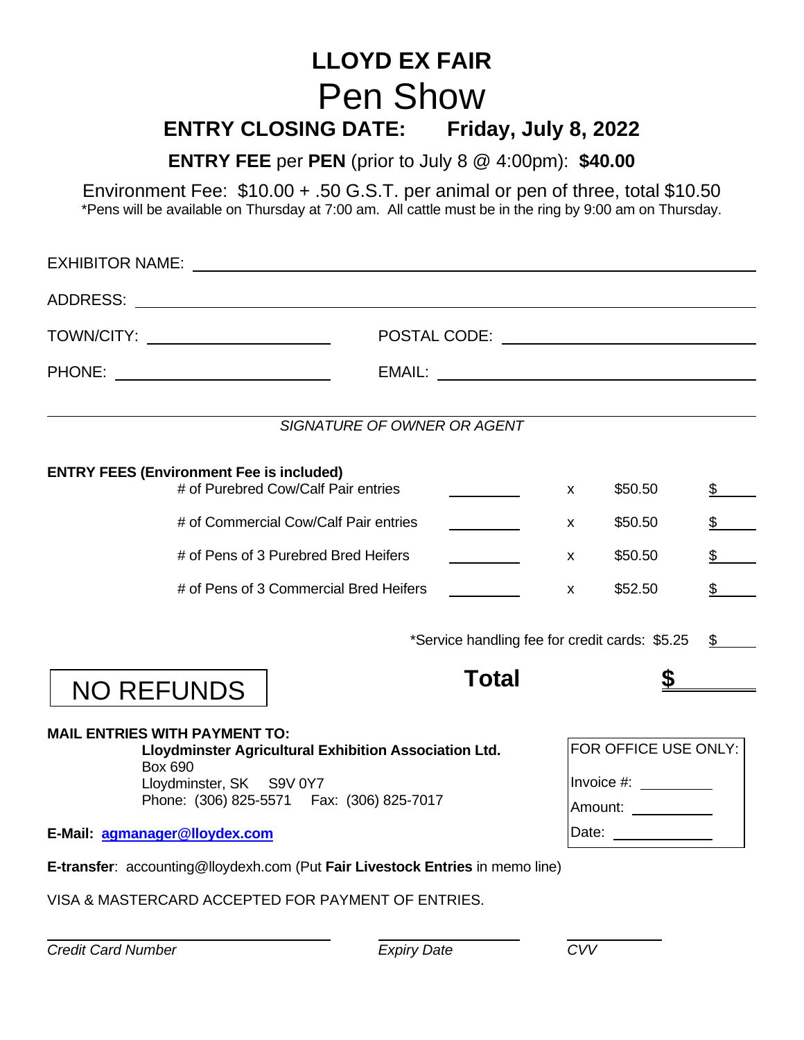# LLOYD EX FAIR

# Pen Show

## ENTRY CLOSING DATE: Friday, July 8, 2022

**ENTRY FEE** per **PEN** (prior to July 8 @ 4:00pm): **$40.00**

Environment Fee: $10.00 + .50 G.S.T. per animal or pen of three, total $10.50

*Pens will be available on Thursday at 7:00 am. All cattle must be in the ring by 9:00 am on Thursday.

EXHIBITOR NAME: ______________________________

ADDRESS: ______________________________

TOWN/CITY: ______________________ POSTAL CODE: ______________________

PHONE: ______________________ EMAIL: ______________________

______________________________

*SIGNATURE OF OWNER OR AGENT*

**ENTRY FEES (Environment Fee is included)**

| | | | | |
|---|---|---|---|---|
| # of Purebred Cow/Calf Pair entries | ________ | x | $50.50 | $______ |
| # of Commercial Cow/Calf Pair entries | ________ | x | $50.50 | $______ |
| # of Pens of 3 Purebred Bred Heifers | ________ | x | $50.50 | $______ |
| # of Pens of 3 Commercial Bred Heifers | ________ | x | $52.50 | $______ |

*Service handling fee for credit cards: $5.25 $______

**Total** **$______**

NO REFUNDS

**MAIL ENTRIES WITH PAYMENT TO:**

**Lloydminster Agricultural Exhibition Association Ltd.**
Box 690
Lloydminster, SK S9V 0Y7
Phone: (306) 825-5571 Fax: (306) 825-7017

**E-Mail: agmanager@lloydex.com**

FOR OFFICE USE ONLY:
Invoice #: ________
Amount: ________
Date: ________

**E-transfer**: accounting@lloydexh.com (Put **Fair Livestock Entries** in memo line)

VISA & MASTERCARD ACCEPTED FOR PAYMENT OF ENTRIES.

______________________ ____________ ________

*Credit Card Number* *Expiry Date* *CVV*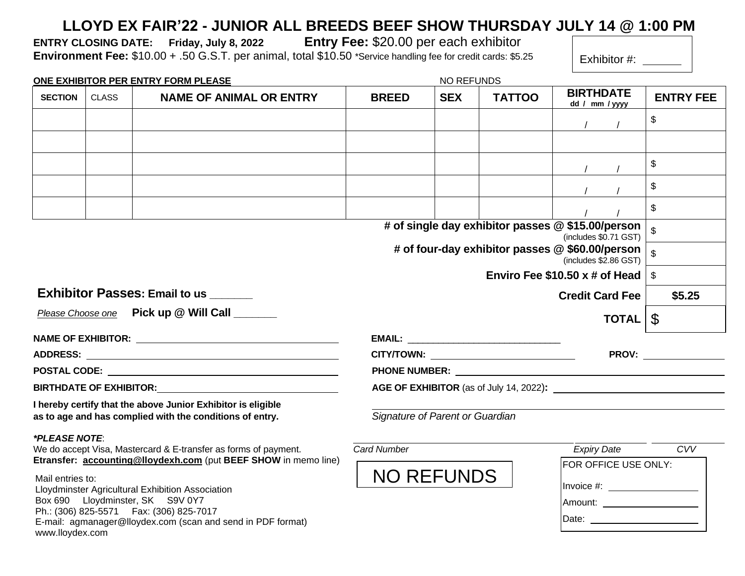# LLOYD EX FAIR'22 - JUNIOR ALL BREEDS BEEF SHOW THURSDAY JULY 14 @ 1:00 PM

**ENTRY CLOSING DATE: Friday, July 8, 2022** **Entry Fee:** $20.00 per each exhibitor

**Environment Fee:** $10.00 + .50 G.S.T. per animal, total $10.50 *Service handling fee for credit cards: $5.25

Exhibitor #: ______

**ONE EXHIBITOR PER ENTRY FORM PLEASE** NO REFUNDS

| SECTION | CLASS | NAME OF ANIMAL OR ENTRY | BREED | SEX | TATTOO | BIRTHDATE dd / mm / yyyy | ENTRY FEE |
|---|---|---|---|---|---|---|---|
| | | | | | | / / | $ |
| | | | | | | | |
| | | | | | | / / | $ |
| | | | | | | / / | $ |
| | | | | | | / / | $ |
| | | | | | | **# of single day exhibitor passes @ $15.00/person** (includes $0.71 GST) | $ |
| | | | | | | **# of four-day exhibitor passes @ $60.00/person** (includes $2.86 GST) | $ |
| | | | | | | **Enviro Fee $10.50 x # of Head** | $ |
| | | | | | | **Credit Card Fee** | **$5.25** |
| | | | | | | **TOTAL** | $ |

**Exhibitor Passes: Email to us _______**

*Please Choose one* **Pick up @ Will Call _______**

**NAME OF EXHIBITOR:** ____________________

**EMAIL:** ____________________

**ADDRESS:** ____________________

**CITY/TOWN:** ____________________ **PROV:** __________

**POSTAL CODE:** ____________________

**PHONE NUMBER:** ____________________

**BIRTHDATE OF EXHIBITOR:** ____________________

**AGE OF EXHIBITOR** (as of July 14, 2022)**:** ____________________

**I hereby certify that the above Junior Exhibitor is eligible as to age and has complied with the conditions of entry.**

____________________
*Signature of Parent or Guardian*

***PLEASE NOTE**:
We do accept Visa, Mastercard & E-transfer as forms of payment.
**Etransfer: accounting@lloydexh.com** (put **BEEF SHOW** in memo line)

____________________ *Card Number* __________ *Expiry Date* __________ *CVV*

Mail entries to:
Lloydminster Agricultural Exhibition Association
Box 690 Lloydminster, SK S9V 0Y7
Ph.: (306) 825-5571 Fax: (306) 825-7017
E-mail: agmanager@lloydex.com (scan and send in PDF format)
www.lloydex.com

NO REFUNDS

FOR OFFICE USE ONLY:
Invoice #: __________
Amount: __________
Date: __________